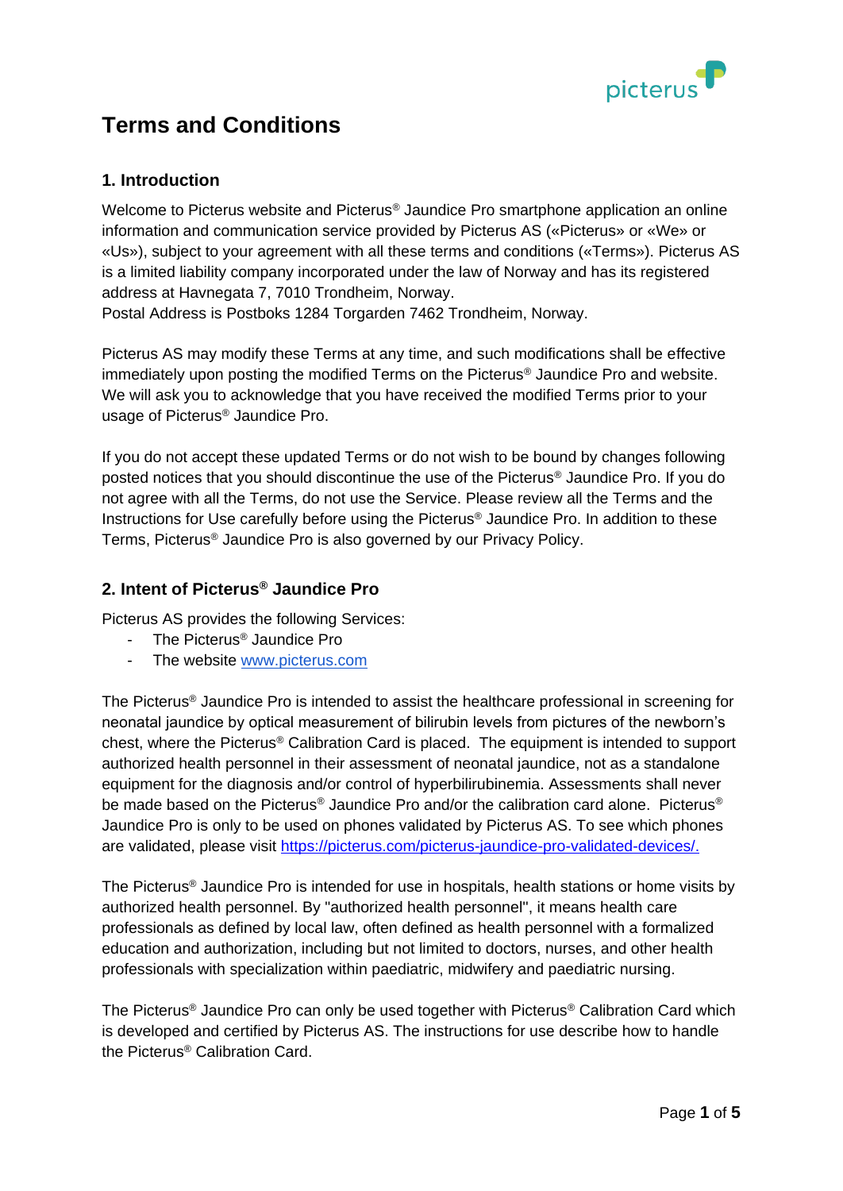# Terms and Conditions

## 1. Introduction

Welcome to Picterus website and Picterus® Jaundice Pro smartphone application an online information and communication service provided by Picterus AS («Picterus» or «We» or «Us»), subject to your agreement with all these terms and conditions («Terms»). Picterus AS is a limited liability company incorporated under the law of Norway and has its registered address at Havnegata 7, 7010 Trondheim, Norway.
Postal Address is Postboks 1284 Torgarden 7462 Trondheim, Norway.

Picterus AS may modify these Terms at any time, and such modifications shall be effective immediately upon posting the modified Terms on the Picterus® Jaundice Pro and website. We will ask you to acknowledge that you have received the modified Terms prior to your usage of Picterus® Jaundice Pro.

If you do not accept these updated Terms or do not wish to be bound by changes following posted notices that you should discontinue the use of the Picterus® Jaundice Pro. If you do not agree with all the Terms, do not use the Service. Please review all the Terms and the Instructions for Use carefully before using the Picterus® Jaundice Pro. In addition to these Terms, Picterus® Jaundice Pro is also governed by our Privacy Policy.

## 2. Intent of Picterus® Jaundice Pro

Picterus AS provides the following Services:

- The Picterus® Jaundice Pro
- The website www.picterus.com

The Picterus® Jaundice Pro is intended to assist the healthcare professional in screening for neonatal jaundice by optical measurement of bilirubin levels from pictures of the newborn's chest, where the Picterus® Calibration Card is placed. The equipment is intended to support authorized health personnel in their assessment of neonatal jaundice, not as a standalone equipment for the diagnosis and/or control of hyperbilirubinemia. Assessments shall never be made based on the Picterus® Jaundice Pro and/or the calibration card alone. Picterus® Jaundice Pro is only to be used on phones validated by Picterus AS. To see which phones are validated, please visit https://picterus.com/picterus-jaundice-pro-validated-devices/.

The Picterus® Jaundice Pro is intended for use in hospitals, health stations or home visits by authorized health personnel. By "authorized health personnel", it means health care professionals as defined by local law, often defined as health personnel with a formalized education and authorization, including but not limited to doctors, nurses, and other health professionals with specialization within paediatric, midwifery and paediatric nursing.

The Picterus® Jaundice Pro can only be used together with Picterus® Calibration Card which is developed and certified by Picterus AS. The instructions for use describe how to handle the Picterus® Calibration Card.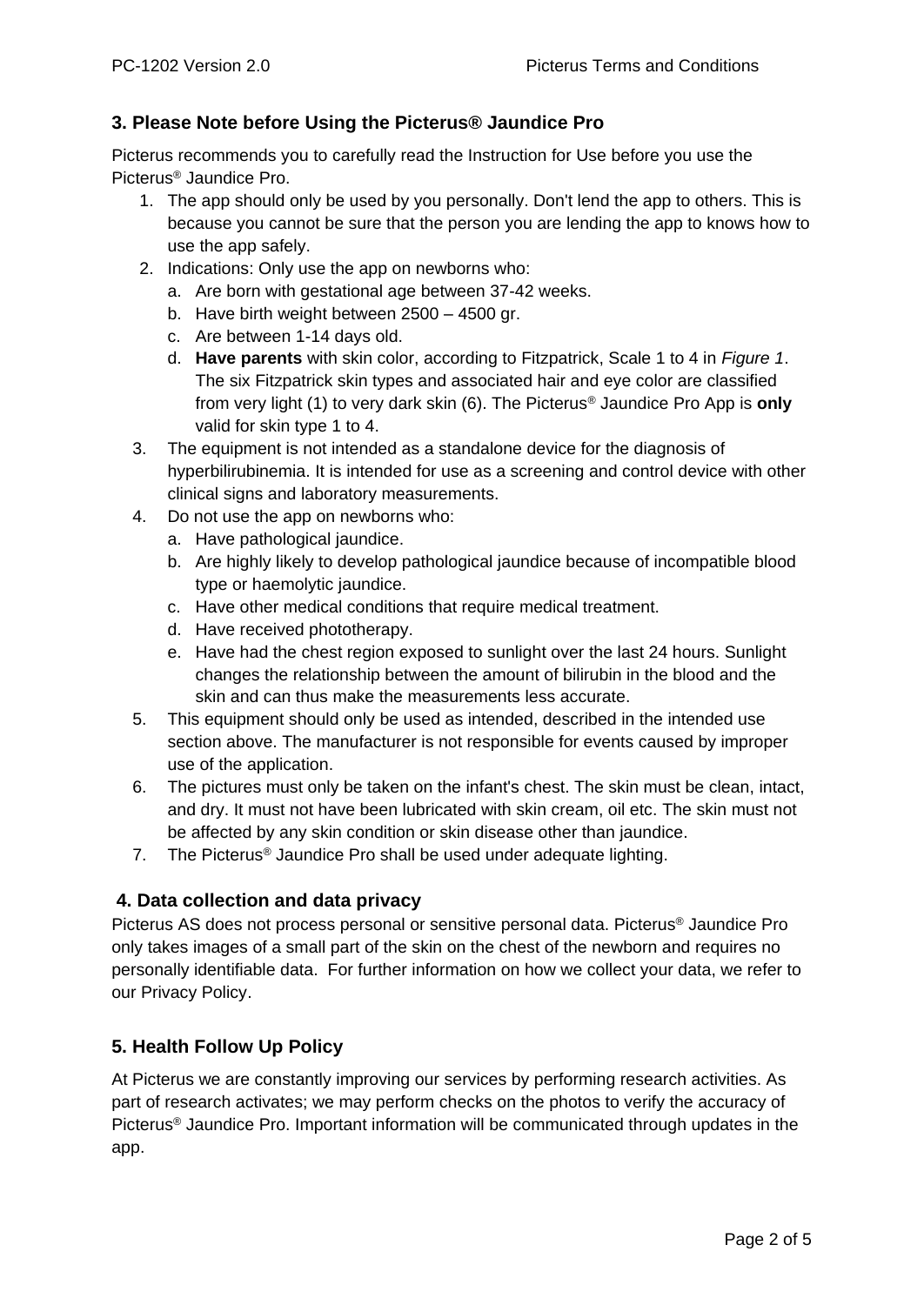## 3. Please Note before Using the Picterus® Jaundice Pro

Picterus recommends you to carefully read the Instruction for Use before you use the Picterus® Jaundice Pro.

1. The app should only be used by you personally. Don't lend the app to others. This is because you cannot be sure that the person you are lending the app to knows how to use the app safely.
2. Indications: Only use the app on newborns who:
   a. Are born with gestational age between 37-42 weeks.
   b. Have birth weight between 2500 – 4500 gr.
   c. Are between 1-14 days old.
   d. **Have parents** with skin color, according to Fitzpatrick, Scale 1 to 4 in *Figure 1*. The six Fitzpatrick skin types and associated hair and eye color are classified from very light (1) to very dark skin (6). The Picterus® Jaundice Pro App is **only** valid for skin type 1 to 4.
3. The equipment is not intended as a standalone device for the diagnosis of hyperbilirubinemia. It is intended for use as a screening and control device with other clinical signs and laboratory measurements.
4. Do not use the app on newborns who:
   a. Have pathological jaundice.
   b. Are highly likely to develop pathological jaundice because of incompatible blood type or haemolytic jaundice.
   c. Have other medical conditions that require medical treatment.
   d. Have received phototherapy.
   e. Have had the chest region exposed to sunlight over the last 24 hours. Sunlight changes the relationship between the amount of bilirubin in the blood and the skin and can thus make the measurements less accurate.
5. This equipment should only be used as intended, described in the intended use section above. The manufacturer is not responsible for events caused by improper use of the application.
6. The pictures must only be taken on the infant's chest. The skin must be clean, intact, and dry. It must not have been lubricated with skin cream, oil etc. The skin must not be affected by any skin condition or skin disease other than jaundice.
7. The Picterus® Jaundice Pro shall be used under adequate lighting.

## 4. Data collection and data privacy

Picterus AS does not process personal or sensitive personal data. Picterus® Jaundice Pro only takes images of a small part of the skin on the chest of the newborn and requires no personally identifiable data. For further information on how we collect your data, we refer to our Privacy Policy.

## 5. Health Follow Up Policy

At Picterus we are constantly improving our services by performing research activities. As part of research activates; we may perform checks on the photos to verify the accuracy of Picterus® Jaundice Pro. Important information will be communicated through updates in the app.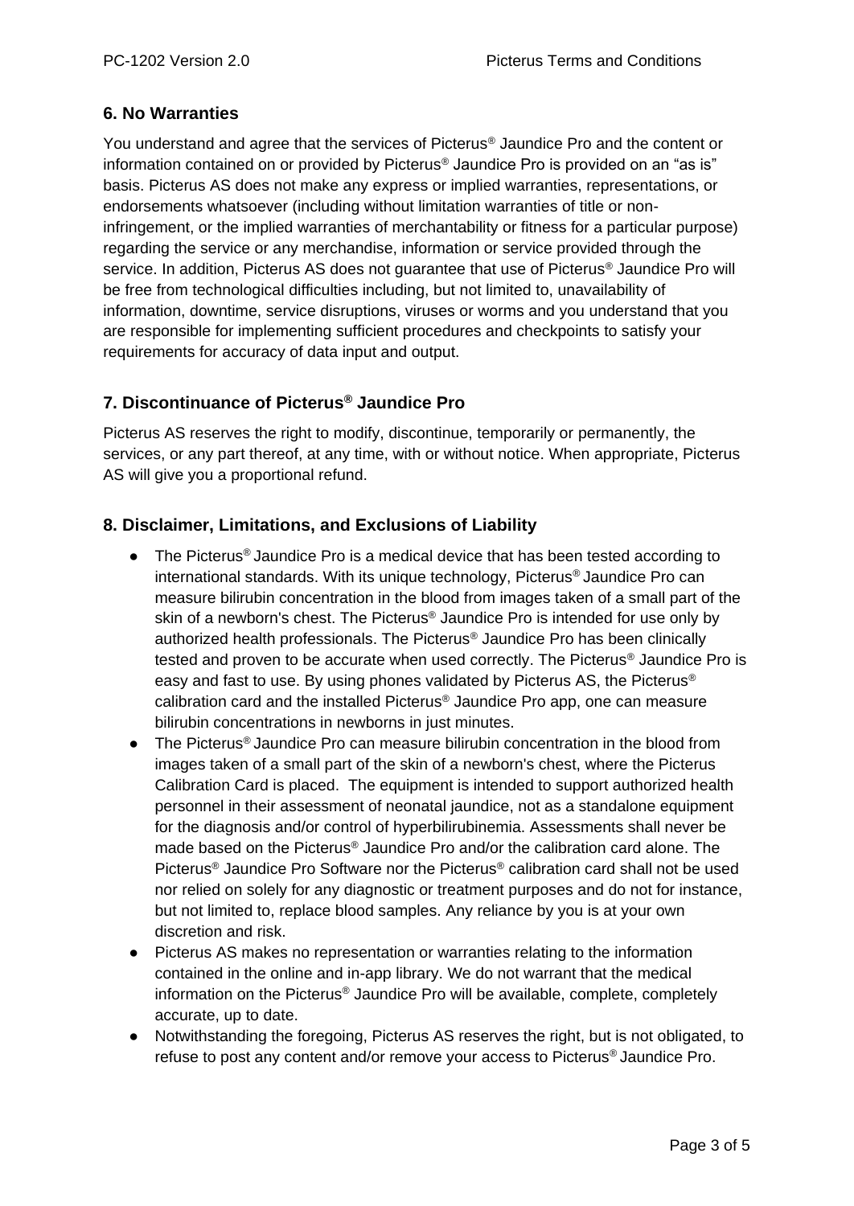## 6. No Warranties

You understand and agree that the services of Picterus® Jaundice Pro and the content or information contained on or provided by Picterus® Jaundice Pro is provided on an "as is" basis. Picterus AS does not make any express or implied warranties, representations, or endorsements whatsoever (including without limitation warranties of title or non-infringement, or the implied warranties of merchantability or fitness for a particular purpose) regarding the service or any merchandise, information or service provided through the service. In addition, Picterus AS does not guarantee that use of Picterus® Jaundice Pro will be free from technological difficulties including, but not limited to, unavailability of information, downtime, service disruptions, viruses or worms and you understand that you are responsible for implementing sufficient procedures and checkpoints to satisfy your requirements for accuracy of data input and output.

## 7. Discontinuance of Picterus® Jaundice Pro

Picterus AS reserves the right to modify, discontinue, temporarily or permanently, the services, or any part thereof, at any time, with or without notice. When appropriate, Picterus AS will give you a proportional refund.

## 8. Disclaimer, Limitations, and Exclusions of Liability

- The Picterus® Jaundice Pro is a medical device that has been tested according to international standards. With its unique technology, Picterus® Jaundice Pro can measure bilirubin concentration in the blood from images taken of a small part of the skin of a newborn's chest. The Picterus® Jaundice Pro is intended for use only by authorized health professionals. The Picterus® Jaundice Pro has been clinically tested and proven to be accurate when used correctly. The Picterus® Jaundice Pro is easy and fast to use. By using phones validated by Picterus AS, the Picterus® calibration card and the installed Picterus® Jaundice Pro app, one can measure bilirubin concentrations in newborns in just minutes.
- The Picterus® Jaundice Pro can measure bilirubin concentration in the blood from images taken of a small part of the skin of a newborn's chest, where the Picterus Calibration Card is placed. The equipment is intended to support authorized health personnel in their assessment of neonatal jaundice, not as a standalone equipment for the diagnosis and/or control of hyperbilirubinemia. Assessments shall never be made based on the Picterus® Jaundice Pro and/or the calibration card alone. The Picterus® Jaundice Pro Software nor the Picterus® calibration card shall not be used nor relied on solely for any diagnostic or treatment purposes and do not for instance, but not limited to, replace blood samples. Any reliance by you is at your own discretion and risk.
- Picterus AS makes no representation or warranties relating to the information contained in the online and in-app library. We do not warrant that the medical information on the Picterus® Jaundice Pro will be available, complete, completely accurate, up to date.
- Notwithstanding the foregoing, Picterus AS reserves the right, but is not obligated, to refuse to post any content and/or remove your access to Picterus® Jaundice Pro.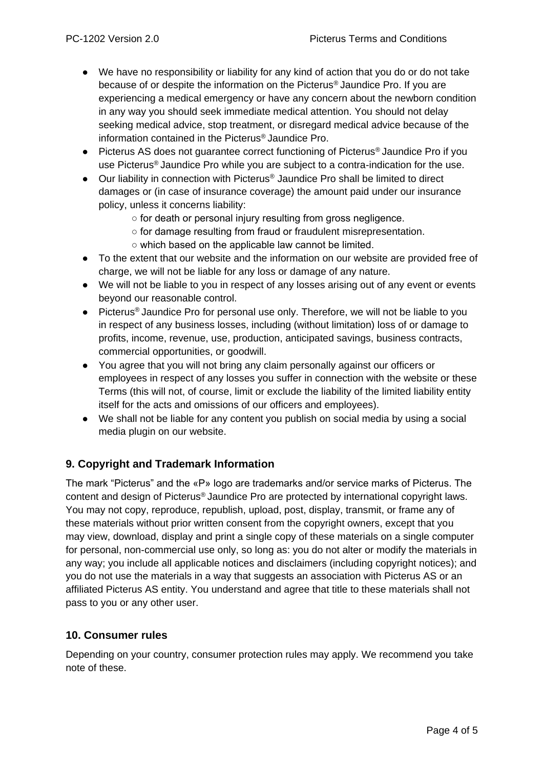- We have no responsibility or liability for any kind of action that you do or do not take because of or despite the information on the Picterus® Jaundice Pro. If you are experiencing a medical emergency or have any concern about the newborn condition in any way you should seek immediate medical attention. You should not delay seeking medical advice, stop treatment, or disregard medical advice because of the information contained in the Picterus® Jaundice Pro.
- Picterus AS does not guarantee correct functioning of Picterus® Jaundice Pro if you use Picterus® Jaundice Pro while you are subject to a contra-indication for the use.
- Our liability in connection with Picterus® Jaundice Pro shall be limited to direct damages or (in case of insurance coverage) the amount paid under our insurance policy, unless it concerns liability:
    - for death or personal injury resulting from gross negligence.
    - for damage resulting from fraud or fraudulent misrepresentation.
    - which based on the applicable law cannot be limited.
- To the extent that our website and the information on our website are provided free of charge, we will not be liable for any loss or damage of any nature.
- We will not be liable to you in respect of any losses arising out of any event or events beyond our reasonable control.
- Picterus® Jaundice Pro for personal use only. Therefore, we will not be liable to you in respect of any business losses, including (without limitation) loss of or damage to profits, income, revenue, use, production, anticipated savings, business contracts, commercial opportunities, or goodwill.
- You agree that you will not bring any claim personally against our officers or employees in respect of any losses you suffer in connection with the website or these Terms (this will not, of course, limit or exclude the liability of the limited liability entity itself for the acts and omissions of our officers and employees).
- We shall not be liable for any content you publish on social media by using a social media plugin on our website.

## 9. Copyright and Trademark Information

The mark "Picterus" and the «P» logo are trademarks and/or service marks of Picterus. The content and design of Picterus® Jaundice Pro are protected by international copyright laws. You may not copy, reproduce, republish, upload, post, display, transmit, or frame any of these materials without prior written consent from the copyright owners, except that you may view, download, display and print a single copy of these materials on a single computer for personal, non-commercial use only, so long as: you do not alter or modify the materials in any way; you include all applicable notices and disclaimers (including copyright notices); and you do not use the materials in a way that suggests an association with Picterus AS or an affiliated Picterus AS entity. You understand and agree that title to these materials shall not pass to you or any other user.

## 10. Consumer rules

Depending on your country, consumer protection rules may apply. We recommend you take note of these.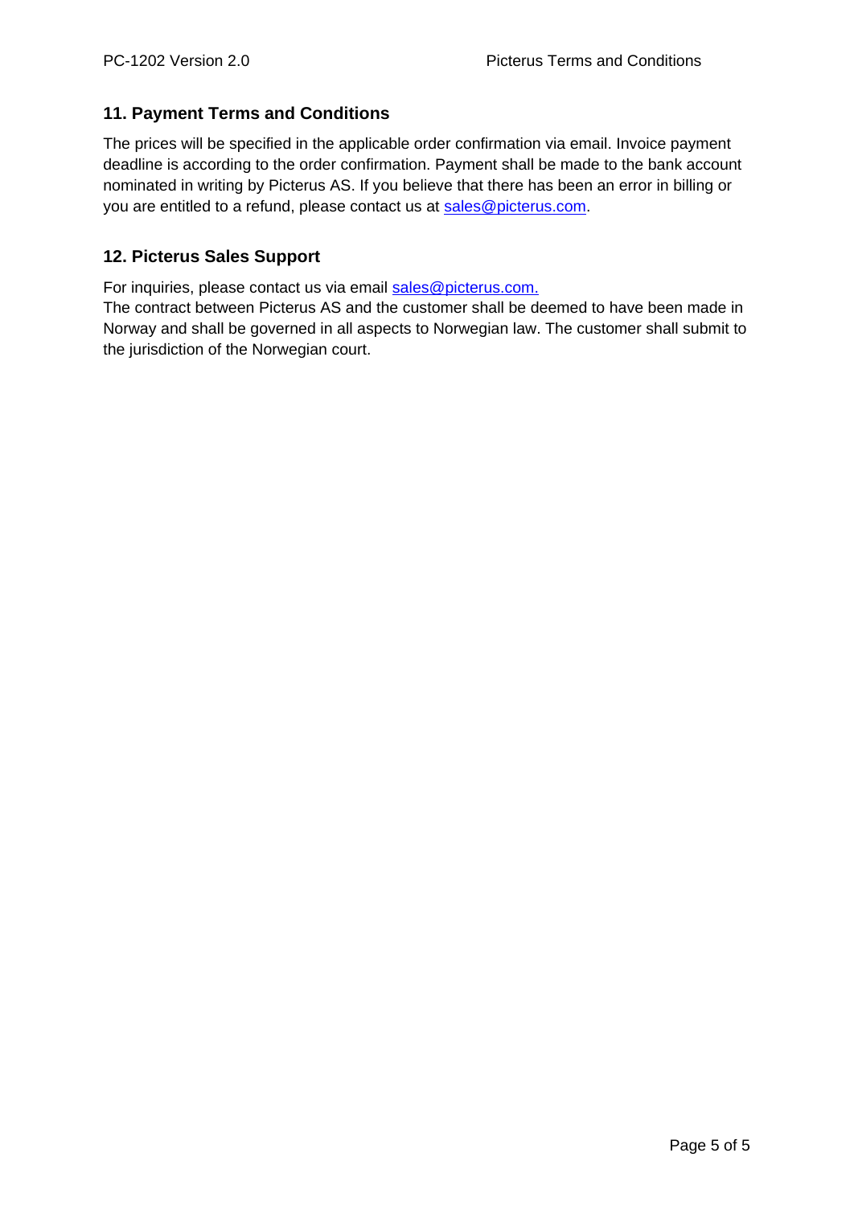## 11. Payment Terms and Conditions

The prices will be specified in the applicable order confirmation via email. Invoice payment deadline is according to the order confirmation. Payment shall be made to the bank account nominated in writing by Picterus AS. If you believe that there has been an error in billing or you are entitled to a refund, please contact us at sales@picterus.com.

## 12. Picterus Sales Support

For inquiries, please contact us via email sales@picterus.com.
The contract between Picterus AS and the customer shall be deemed to have been made in Norway and shall be governed in all aspects to Norwegian law. The customer shall submit to the jurisdiction of the Norwegian court.